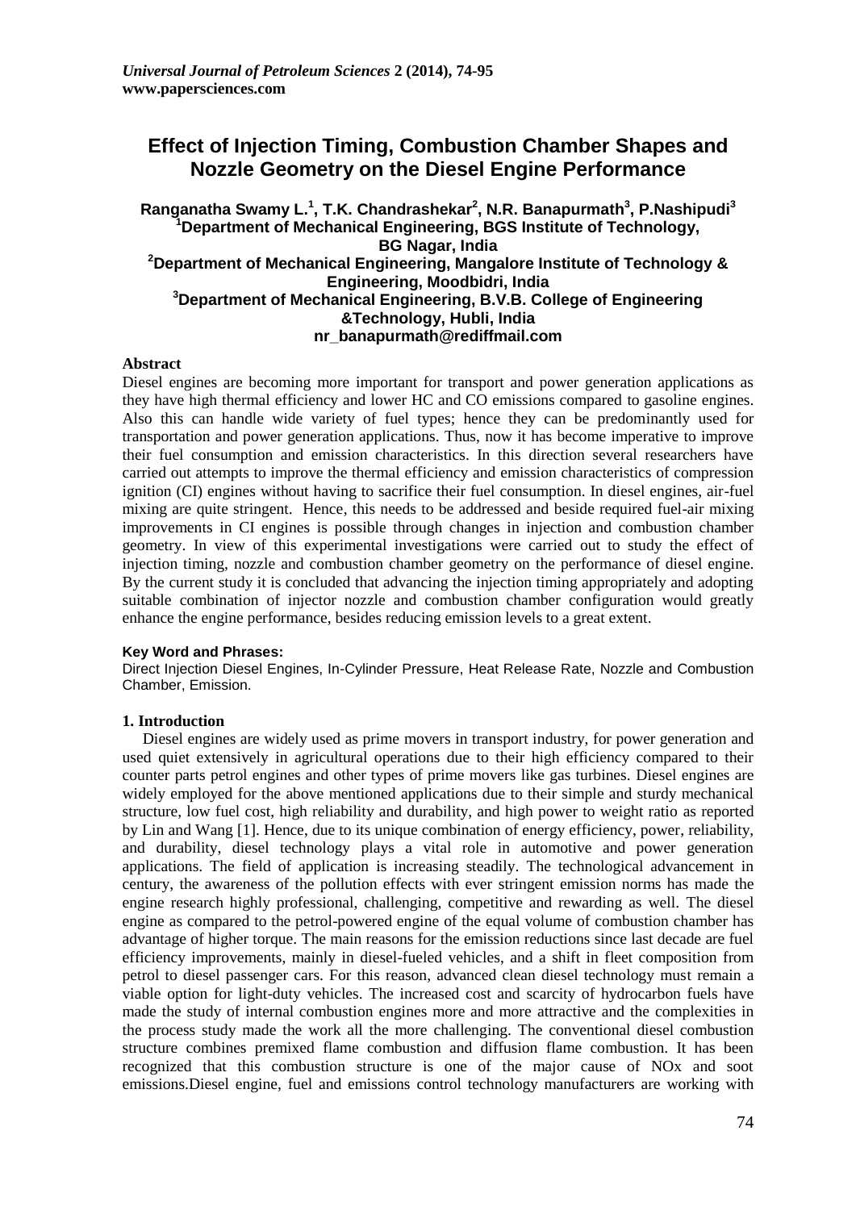# Effect of Injection Timing, Combustion Chamber Shapes and Nozzle Geometry on the Diesel Engine Performance

**Ranganatha Swamy L.[1], T.K. Chandrashekar[2], N.R. Banapurmath[3], P.Nashipudi[3]**

**[1]Department of Mechanical Engineering, BGS Institute of Technology, BG Nagar, India**

**[2]Department of Mechanical Engineering, Mangalore Institute of Technology & Engineering, Moodbidri, India**

**[3]Department of Mechanical Engineering, B.V.B. College of Engineering &Technology, Hubli, India**

**nr_banapurmath@rediffmail.com**

## Abstract

Diesel engines are becoming more important for transport and power generation applications as they have high thermal efficiency and lower HC and CO emissions compared to gasoline engines. Also this can handle wide variety of fuel types; hence they can be predominantly used for transportation and power generation applications. Thus, now it has become imperative to improve their fuel consumption and emission characteristics. In this direction several researchers have carried out attempts to improve the thermal efficiency and emission characteristics of compression ignition (CI) engines without having to sacrifice their fuel consumption. In diesel engines, air-fuel mixing are quite stringent. Hence, this needs to be addressed and beside required fuel-air mixing improvements in CI engines is possible through changes in injection and combustion chamber geometry. In view of this experimental investigations were carried out to study the effect of injection timing, nozzle and combustion chamber geometry on the performance of diesel engine. By the current study it is concluded that advancing the injection timing appropriately and adopting suitable combination of injector nozzle and combustion chamber configuration would greatly enhance the engine performance, besides reducing emission levels to a great extent.

**Key Word and Phrases:**

Direct Injection Diesel Engines, In-Cylinder Pressure, Heat Release Rate, Nozzle and Combustion Chamber, Emission.

## 1. Introduction

Diesel engines are widely used as prime movers in transport industry, for power generation and used quiet extensively in agricultural operations due to their high efficiency compared to their counter parts petrol engines and other types of prime movers like gas turbines. Diesel engines are widely employed for the above mentioned applications due to their simple and sturdy mechanical structure, low fuel cost, high reliability and durability, and high power to weight ratio as reported by Lin and Wang [1]. Hence, due to its unique combination of energy efficiency, power, reliability, and durability, diesel technology plays a vital role in automotive and power generation applications. The field of application is increasing steadily. The technological advancement in century, the awareness of the pollution effects with ever stringent emission norms has made the engine research highly professional, challenging, competitive and rewarding as well. The diesel engine as compared to the petrol-powered engine of the equal volume of combustion chamber has advantage of higher torque. The main reasons for the emission reductions since last decade are fuel efficiency improvements, mainly in diesel-fueled vehicles, and a shift in fleet composition from petrol to diesel passenger cars. For this reason, advanced clean diesel technology must remain a viable option for light-duty vehicles. The increased cost and scarcity of hydrocarbon fuels have made the study of internal combustion engines more and more attractive and the complexities in the process study made the work all the more challenging. The conventional diesel combustion structure combines premixed flame combustion and diffusion flame combustion. It has been recognized that this combustion structure is one of the major cause of NOx and soot emissions.Diesel engine, fuel and emissions control technology manufacturers are working with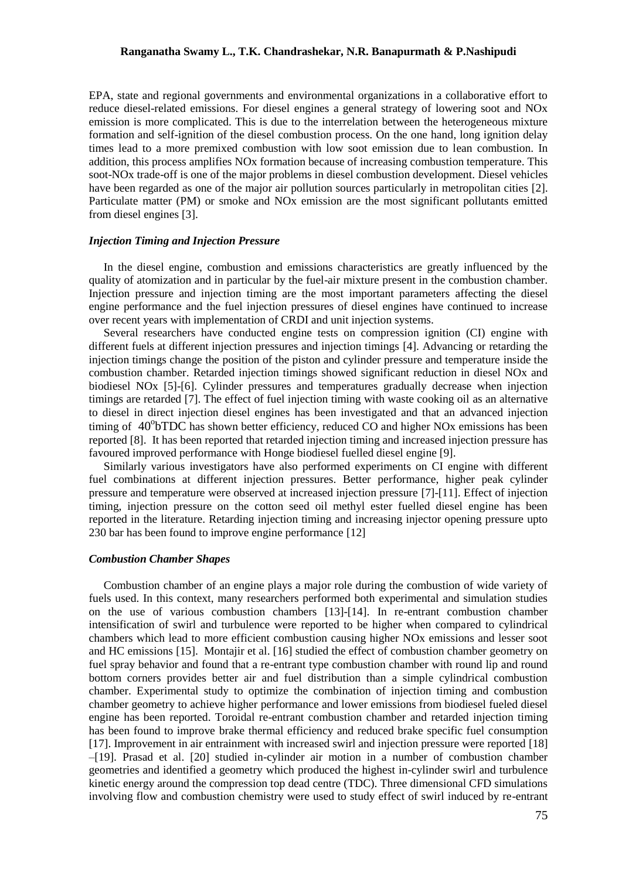EPA, state and regional governments and environmental organizations in a collaborative effort to reduce diesel-related emissions. For diesel engines a general strategy of lowering soot and NOx emission is more complicated. This is due to the interrelation between the heterogeneous mixture formation and self-ignition of the diesel combustion process. On the one hand, long ignition delay times lead to a more premixed combustion with low soot emission due to lean combustion. In addition, this process amplifies NOx formation because of increasing combustion temperature. This soot-NOx trade-off is one of the major problems in diesel combustion development. Diesel vehicles have been regarded as one of the major air pollution sources particularly in metropolitan cities [2]. Particulate matter (PM) or smoke and NOx emission are the most significant pollutants emitted from diesel engines [3].

### *Injection Timing and Injection Pressure*

In the diesel engine, combustion and emissions characteristics are greatly influenced by the quality of atomization and in particular by the fuel-air mixture present in the combustion chamber. Injection pressure and injection timing are the most important parameters affecting the diesel engine performance and the fuel injection pressures of diesel engines have continued to increase over recent years with implementation of CRDI and unit injection systems.

Several researchers have conducted engine tests on compression ignition (CI) engine with different fuels at different injection pressures and injection timings [4]. Advancing or retarding the injection timings change the position of the piston and cylinder pressure and temperature inside the combustion chamber. Retarded injection timings showed significant reduction in diesel NOx and biodiesel NOx [5]-[6]. Cylinder pressures and temperatures gradually decrease when injection timings are retarded [7]. The effect of fuel injection timing with waste cooking oil as an alternative to diesel in direct injection diesel engines has been investigated and that an advanced injection timing of $40^{o}$bTDC has shown better efficiency, reduced CO and higher NOx emissions has been reported [8]. It has been reported that retarded injection timing and increased injection pressure has favoured improved performance with Honge biodiesel fuelled diesel engine [9].

Similarly various investigators have also performed experiments on CI engine with different fuel combinations at different injection pressures. Better performance, higher peak cylinder pressure and temperature were observed at increased injection pressure [7]-[11]. Effect of injection timing, injection pressure on the cotton seed oil methyl ester fuelled diesel engine has been reported in the literature. Retarding injection timing and increasing injector opening pressure upto 230 bar has been found to improve engine performance [12]

### *Combustion Chamber Shapes*

Combustion chamber of an engine plays a major role during the combustion of wide variety of fuels used. In this context, many researchers performed both experimental and simulation studies on the use of various combustion chambers [13]-[14]. In re-entrant combustion chamber intensification of swirl and turbulence were reported to be higher when compared to cylindrical chambers which lead to more efficient combustion causing higher NOx emissions and lesser soot and HC emissions [15]. Montajir et al. [16] studied the effect of combustion chamber geometry on fuel spray behavior and found that a re-entrant type combustion chamber with round lip and round bottom corners provides better air and fuel distribution than a simple cylindrical combustion chamber. Experimental study to optimize the combination of injection timing and combustion chamber geometry to achieve higher performance and lower emissions from biodiesel fueled diesel engine has been reported. Toroidal re-entrant combustion chamber and retarded injection timing has been found to improve brake thermal efficiency and reduced brake specific fuel consumption [17]. Improvement in air entrainment with increased swirl and injection pressure were reported [18] –[19]. Prasad et al. [20] studied in-cylinder air motion in a number of combustion chamber geometries and identified a geometry which produced the highest in-cylinder swirl and turbulence kinetic energy around the compression top dead centre (TDC). Three dimensional CFD simulations involving flow and combustion chemistry were used to study effect of swirl induced by re-entrant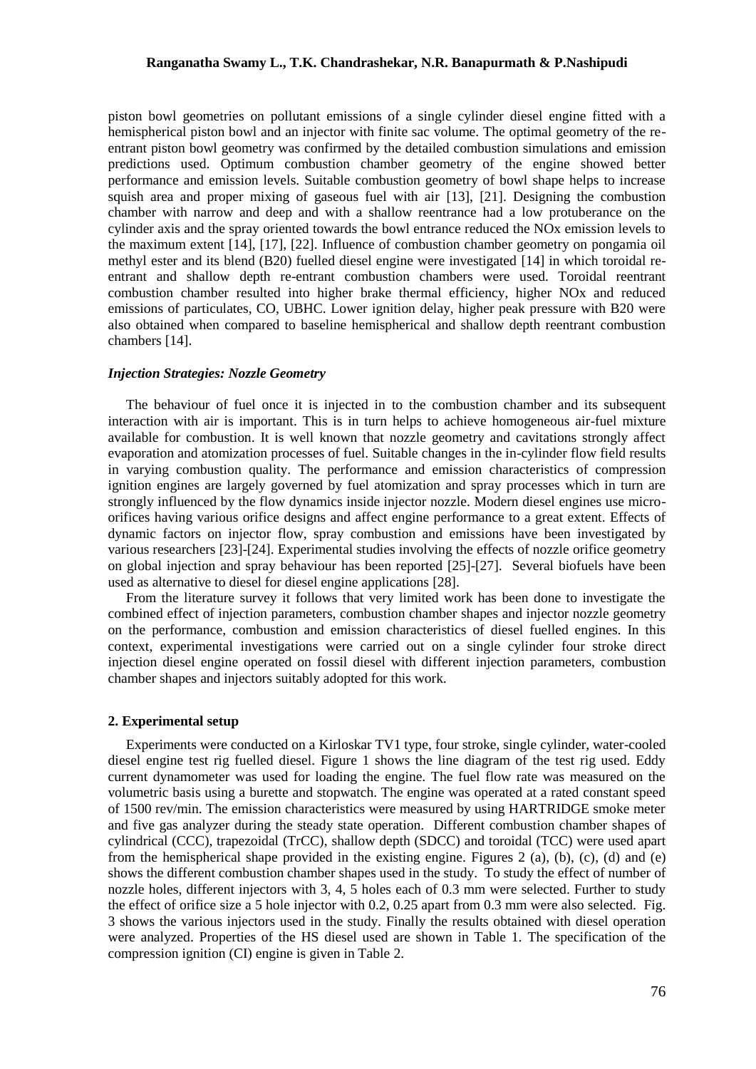piston bowl geometries on pollutant emissions of a single cylinder diesel engine fitted with a hemispherical piston bowl and an injector with finite sac volume. The optimal geometry of the re-entrant piston bowl geometry was confirmed by the detailed combustion simulations and emission predictions used. Optimum combustion chamber geometry of the engine showed better performance and emission levels. Suitable combustion geometry of bowl shape helps to increase squish area and proper mixing of gaseous fuel with air [13], [21]. Designing the combustion chamber with narrow and deep and with a shallow reentrance had a low protuberance on the cylinder axis and the spray oriented towards the bowl entrance reduced the NOx emission levels to the maximum extent [14], [17], [22]. Influence of combustion chamber geometry on pongamia oil methyl ester and its blend (B20) fuelled diesel engine were investigated [14] in which toroidal re-entrant and shallow depth re-entrant combustion chambers were used. Toroidal reentrant combustion chamber resulted into higher brake thermal efficiency, higher NOx and reduced emissions of particulates, CO, UBHC. Lower ignition delay, higher peak pressure with B20 were also obtained when compared to baseline hemispherical and shallow depth reentrant combustion chambers [14].

### *Injection Strategies: Nozzle Geometry*

The behaviour of fuel once it is injected in to the combustion chamber and its subsequent interaction with air is important. This is in turn helps to achieve homogeneous air-fuel mixture available for combustion. It is well known that nozzle geometry and cavitations strongly affect evaporation and atomization processes of fuel. Suitable changes in the in-cylinder flow field results in varying combustion quality. The performance and emission characteristics of compression ignition engines are largely governed by fuel atomization and spray processes which in turn are strongly influenced by the flow dynamics inside injector nozzle. Modern diesel engines use micro-orifices having various orifice designs and affect engine performance to a great extent. Effects of dynamic factors on injector flow, spray combustion and emissions have been investigated by various researchers [23]-[24]. Experimental studies involving the effects of nozzle orifice geometry on global injection and spray behaviour has been reported [25]-[27]. Several biofuels have been used as alternative to diesel for diesel engine applications [28].

From the literature survey it follows that very limited work has been done to investigate the combined effect of injection parameters, combustion chamber shapes and injector nozzle geometry on the performance, combustion and emission characteristics of diesel fuelled engines. In this context, experimental investigations were carried out on a single cylinder four stroke direct injection diesel engine operated on fossil diesel with different injection parameters, combustion chamber shapes and injectors suitably adopted for this work.

## 2. Experimental setup

Experiments were conducted on a Kirloskar TV1 type, four stroke, single cylinder, water-cooled diesel engine test rig fuelled diesel. Figure 1 shows the line diagram of the test rig used. Eddy current dynamometer was used for loading the engine. The fuel flow rate was measured on the volumetric basis using a burette and stopwatch. The engine was operated at a rated constant speed of 1500 rev/min. The emission characteristics were measured by using HARTRIDGE smoke meter and five gas analyzer during the steady state operation. Different combustion chamber shapes of cylindrical (CCC), trapezoidal (TrCC), shallow depth (SDCC) and toroidal (TCC) were used apart from the hemispherical shape provided in the existing engine. Figures 2 (a), (b), (c), (d) and (e) shows the different combustion chamber shapes used in the study. To study the effect of number of nozzle holes, different injectors with 3, 4, 5 holes each of 0.3 mm were selected. Further to study the effect of orifice size a 5 hole injector with 0.2, 0.25 apart from 0.3 mm were also selected. Fig. 3 shows the various injectors used in the study. Finally the results obtained with diesel operation were analyzed. Properties of the HS diesel used are shown in Table 1. The specification of the compression ignition (CI) engine is given in Table 2.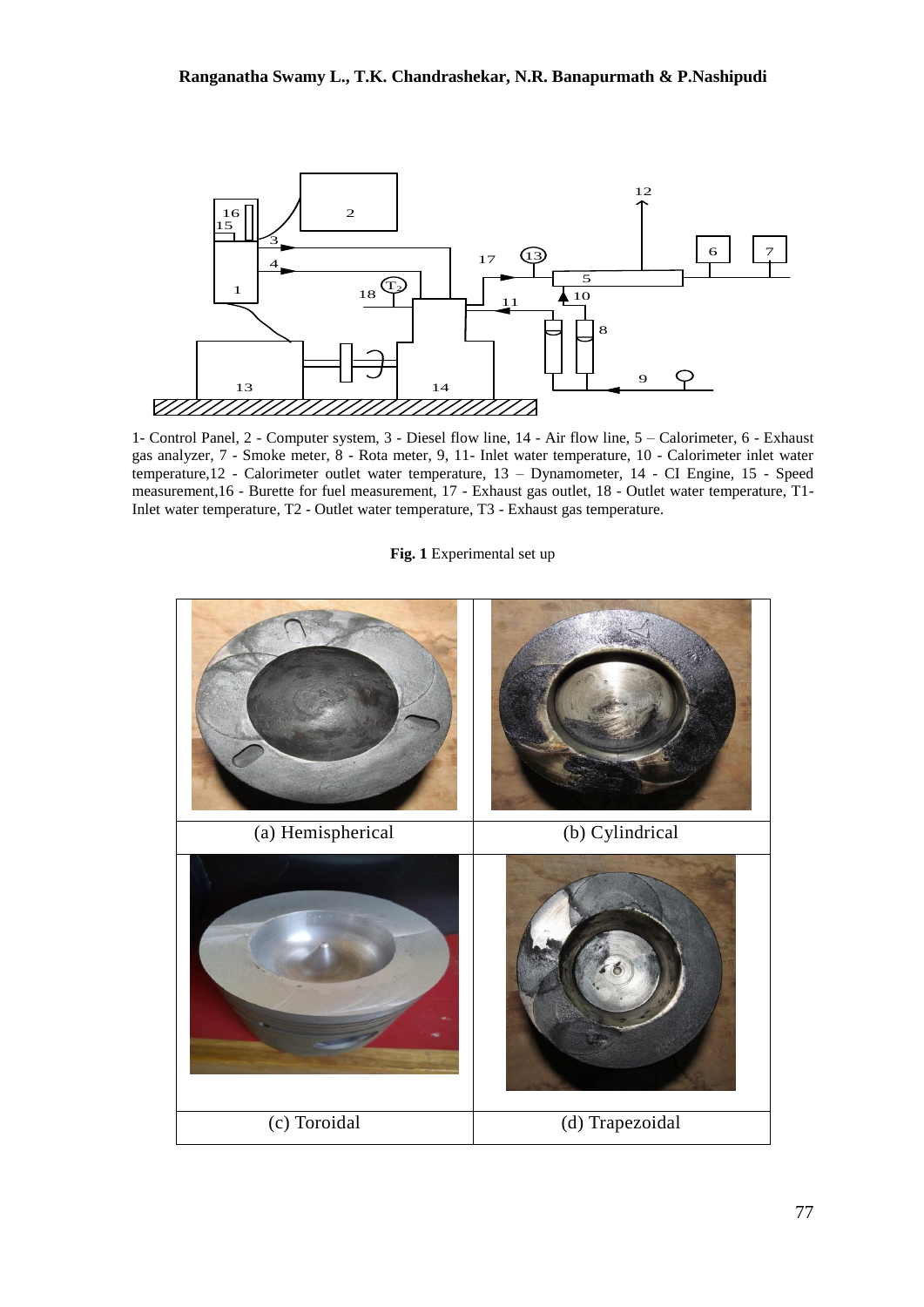1- Control Panel, 2 - Computer system, 3 - Diesel flow line, 14 - Air flow line, 5 – Calorimeter, 6 - Exhaust gas analyzer, 7 - Smoke meter, 8 - Rota meter, 9, 11- Inlet water temperature, 10 - Calorimeter inlet water temperature,12 - Calorimeter outlet water temperature, 13 – Dynamometer, 14 - CI Engine, 15 - Speed measurement,16 - Burette for fuel measurement, 17 - Exhaust gas outlet, 18 - Outlet water temperature, T1- Inlet water temperature, T2 - Outlet water temperature, T3 - Exhaust gas temperature.

**Fig. 1** Experimental set up

| (a) Hemispherical | (b) Cylindrical |
|---|---|
| (c) Toroidal | (d) Trapezoidal |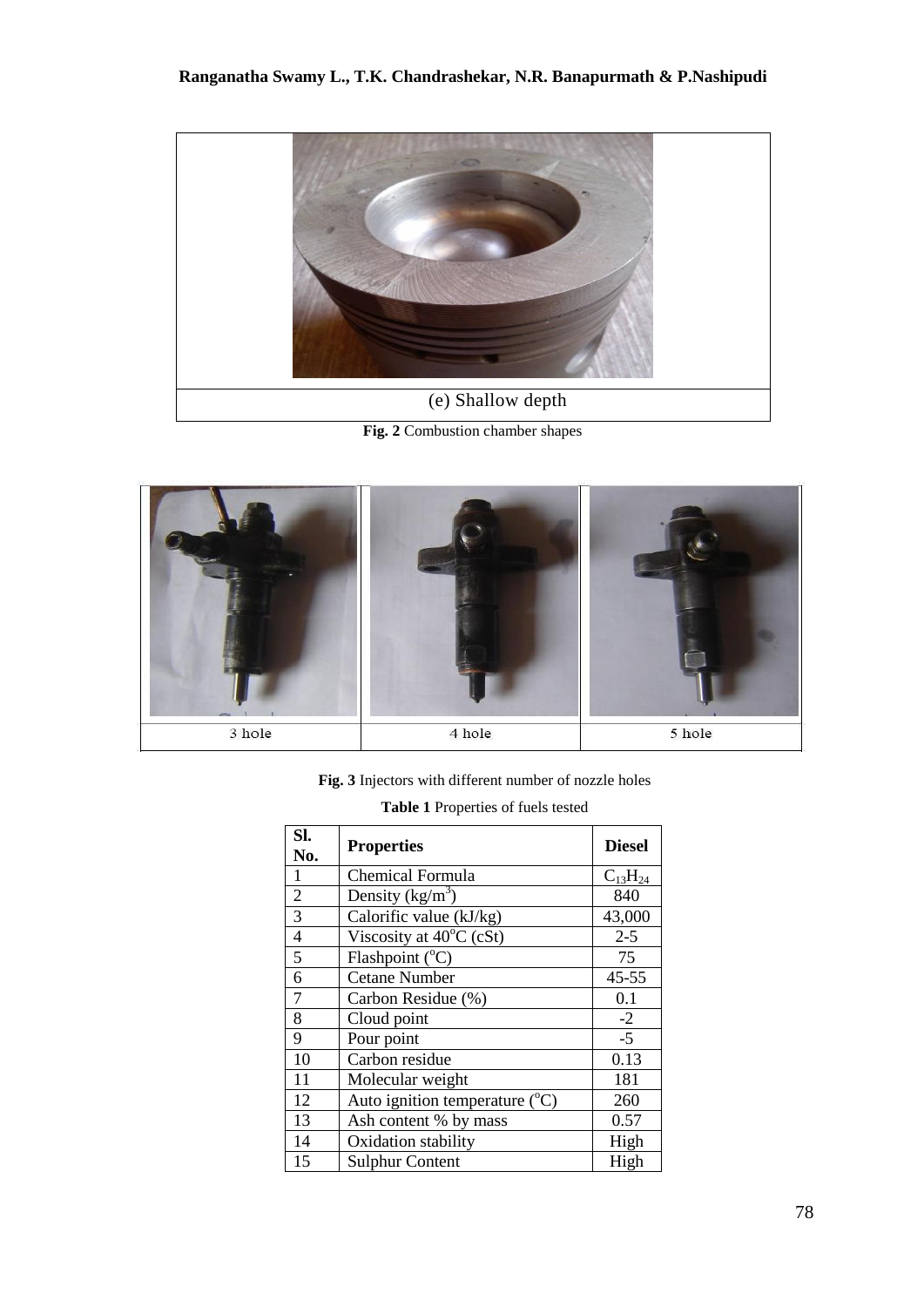(e) Shallow depth

**Fig. 2** Combustion chamber shapes

| 3 hole | 4 hole | 5 hole |
|---|---|---|

**Fig. 3** Injectors with different number of nozzle holes

**Table 1** Properties of fuels tested

| Sl. No. | Properties | Diesel |
|---|---|---|
| 1 | Chemical Formula | $C_{13}H_{24}$ |
| 2 | Density (kg/m$^3$) | 840 |
| 3 | Calorific value (kJ/kg) | 43,000 |
| 4 | Viscosity at 40$^o$C (cSt) | 2-5 |
| 5 | Flashpoint ($^o$C) | 75 |
| 6 | Cetane Number | 45-55 |
| 7 | Carbon Residue (%) | 0.1 |
| 8 | Cloud point | -2 |
| 9 | Pour point | -5 |
| 10 | Carbon residue | 0.13 |
| 11 | Molecular weight | 181 |
| 12 | Auto ignition temperature ($^o$C) | 260 |
| 13 | Ash content % by mass | 0.57 |
| 14 | Oxidation stability | High |
| 15 | Sulphur Content | High |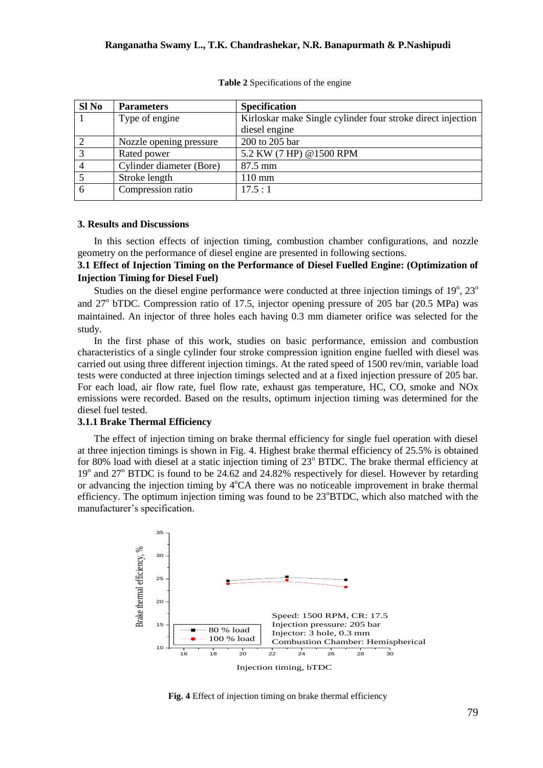**Table 2** Specifications of the engine

| Sl No | Parameters | Specification |
|---|---|---|
| 1 | Type of engine | Kirloskar make Single cylinder four stroke direct injection diesel engine |
| 2 | Nozzle opening pressure | 200 to 205 bar |
| 3 | Rated power | 5.2 KW (7 HP) @1500 RPM |
| 4 | Cylinder diameter (Bore) | 87.5 mm |
| 5 | Stroke length | 110 mm |
| 6 | Compression ratio | 17.5 : 1 |

### 3. Results and Discussions

In this section effects of injection timing, combustion chamber configurations, and nozzle geometry on the performance of diesel engine are presented in following sections.

#### 3.1 Effect of Injection Timing on the Performance of Diesel Fuelled Engine: (Optimization of Injection Timing for Diesel Fuel)

Studies on the diesel engine performance were conducted at three injection timings of $19^o$, $23^o$ and $27^o$ bTDC. Compression ratio of 17.5, injector opening pressure of 205 bar (20.5 MPa) was maintained. An injector of three holes each having 0.3 mm diameter orifice was selected for the study.

In the first phase of this work, studies on basic performance, emission and combustion characteristics of a single cylinder four stroke compression ignition engine fuelled with diesel was carried out using three different injection timings. At the rated speed of 1500 rev/min, variable load tests were conducted at three injection timings selected and at a fixed injection pressure of 205 bar. For each load, air flow rate, fuel flow rate, exhaust gas temperature, HC, CO, smoke and NOx emissions were recorded. Based on the results, optimum injection timing was determined for the diesel fuel tested.

#### 3.1.1 Brake Thermal Efficiency

The effect of injection timing on brake thermal efficiency for single fuel operation with diesel at three injection timings is shown in Fig. 4. Highest brake thermal efficiency of 25.5% is obtained for 80% load with diesel at a static injection timing of $23^o$ BTDC. The brake thermal efficiency at $19^o$ and $27^o$ BTDC is found to be 24.62 and 24.82% respectively for diesel. However by retarding or advancing the injection timing by $4^o$CA there was no noticeable improvement in brake thermal efficiency. The optimum injection timing was found to be $23^o$BTDC, which also matched with the manufacturer's specification.

**Fig. 4** Effect of injection timing on brake thermal efficiency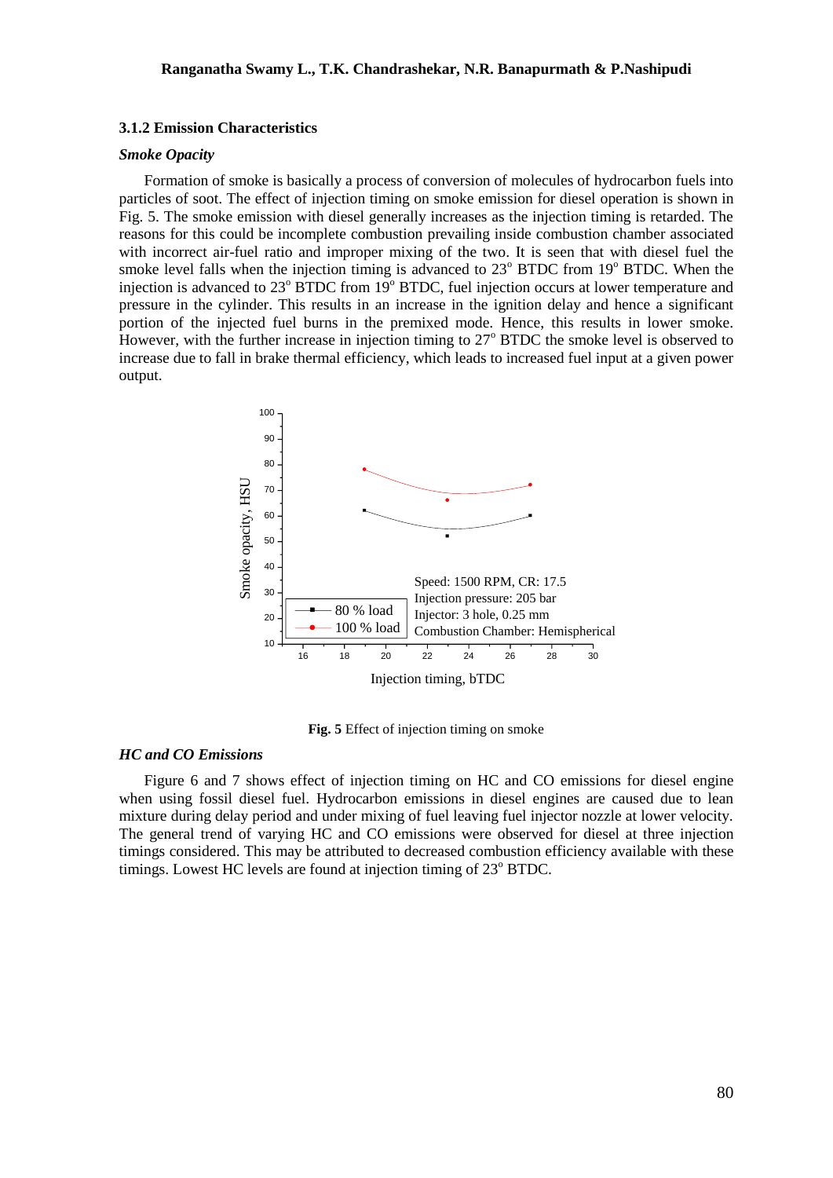### 3.1.2 Emission Characteristics

*Smoke Opacity*

Formation of smoke is basically a process of conversion of molecules of hydrocarbon fuels into particles of soot. The effect of injection timing on smoke emission for diesel operation is shown in Fig. 5. The smoke emission with diesel generally increases as the injection timing is retarded. The reasons for this could be incomplete combustion prevailing inside combustion chamber associated with incorrect air-fuel ratio and improper mixing of the two. It is seen that with diesel fuel the smoke level falls when the injection timing is advanced to 23$^o$ BTDC from 19$^o$ BTDC. When the injection is advanced to 23$^o$ BTDC from 19$^o$ BTDC, fuel injection occurs at lower temperature and pressure in the cylinder. This results in an increase in the ignition delay and hence a significant portion of the injected fuel burns in the premixed mode. Hence, this results in lower smoke. However, with the further increase in injection timing to 27$^o$ BTDC the smoke level is observed to increase due to fall in brake thermal efficiency, which leads to increased fuel input at a given power output.

**Fig. 5** Effect of injection timing on smoke

*HC and CO Emissions*

Figure 6 and 7 shows effect of injection timing on HC and CO emissions for diesel engine when using fossil diesel fuel. Hydrocarbon emissions in diesel engines are caused due to lean mixture during delay period and under mixing of fuel leaving fuel injector nozzle at lower velocity. The general trend of varying HC and CO emissions were observed for diesel at three injection timings considered. This may be attributed to decreased combustion efficiency available with these timings. Lowest HC levels are found at injection timing of 23$^o$ BTDC.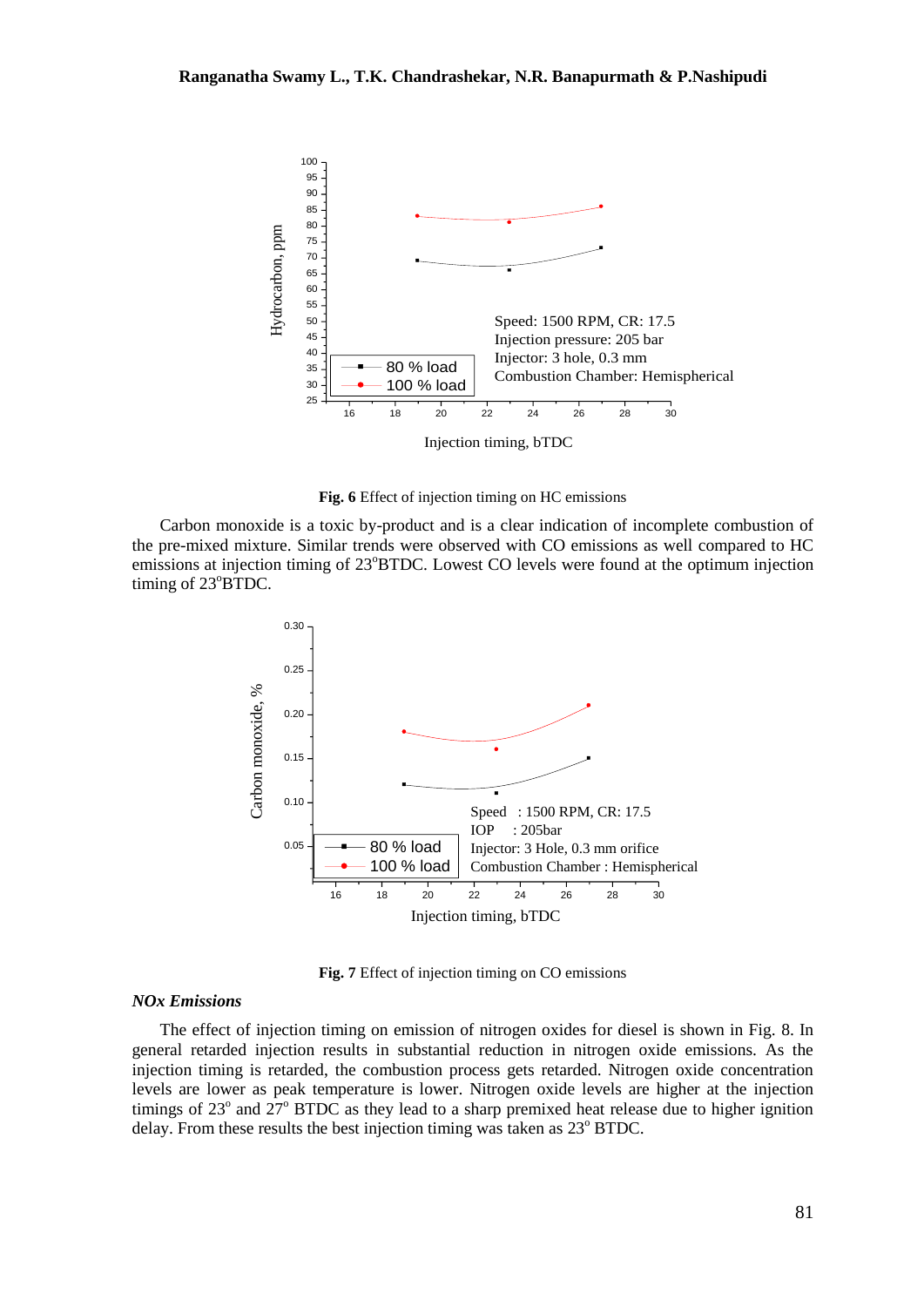**Fig. 6** Effect of injection timing on HC emissions

Carbon monoxide is a toxic by-product and is a clear indication of incomplete combustion of the pre-mixed mixture. Similar trends were observed with CO emissions as well compared to HC emissions at injection timing of 23°BTDC. Lowest CO levels were found at the optimum injection timing of 23°BTDC.

**Fig. 7** Effect of injection timing on CO emissions

***NOx Emissions***

The effect of injection timing on emission of nitrogen oxides for diesel is shown in Fig. 8. In general retarded injection results in substantial reduction in nitrogen oxide emissions. As the injection timing is retarded, the combustion process gets retarded. Nitrogen oxide concentration levels are lower as peak temperature is lower. Nitrogen oxide levels are higher at the injection timings of 23° and 27° BTDC as they lead to a sharp premixed heat release due to higher ignition delay. From these results the best injection timing was taken as 23° BTDC.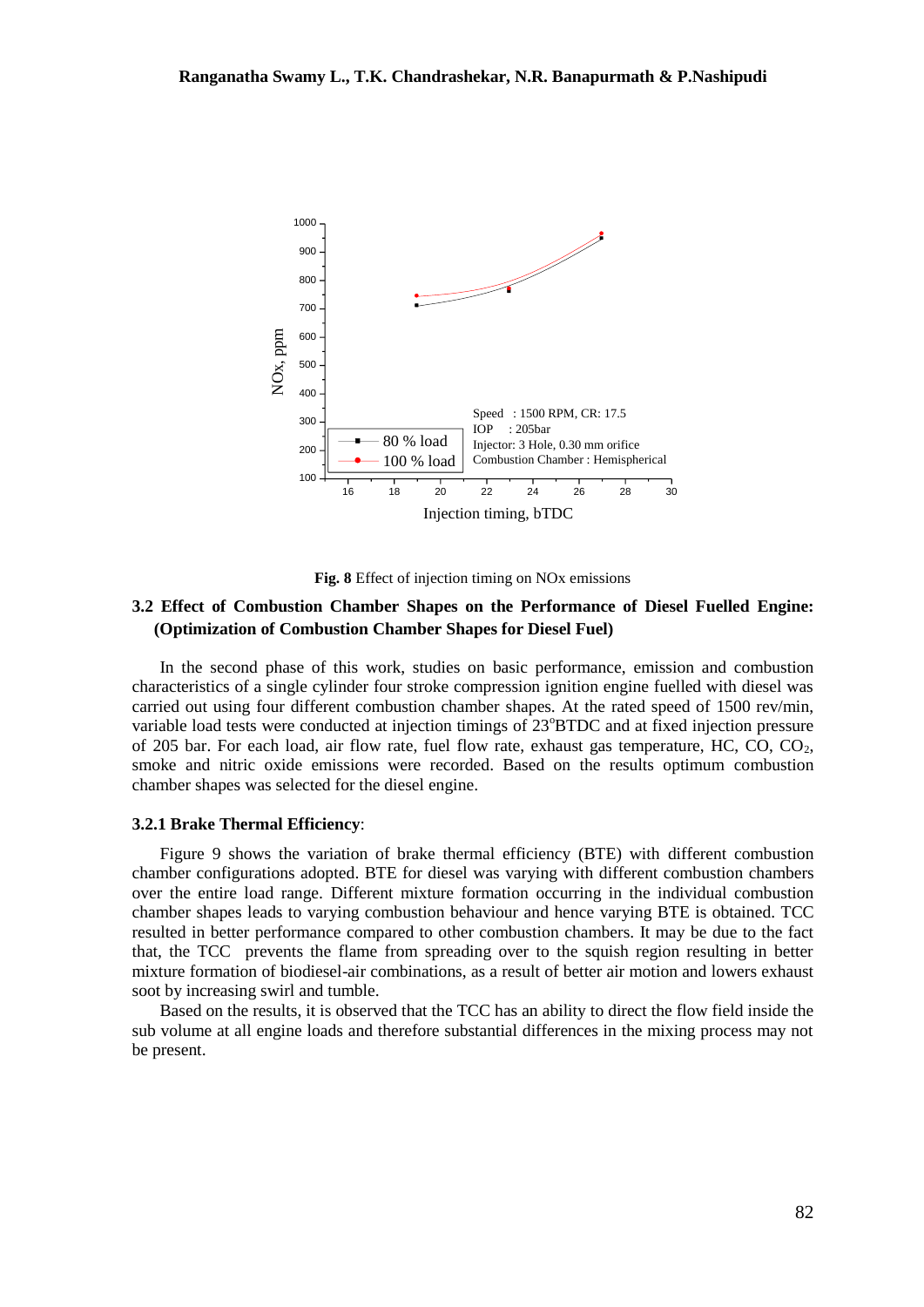**Fig. 8** Effect of injection timing on NOx emissions

### 3.2 Effect of Combustion Chamber Shapes on the Performance of Diesel Fuelled Engine: (Optimization of Combustion Chamber Shapes for Diesel Fuel)

In the second phase of this work, studies on basic performance, emission and combustion characteristics of a single cylinder four stroke compression ignition engine fuelled with diesel was carried out using four different combustion chamber shapes. At the rated speed of 1500 rev/min, variable load tests were conducted at injection timings of 23°BTDC and at fixed injection pressure of 205 bar. For each load, air flow rate, fuel flow rate, exhaust gas temperature, HC, CO, $CO_2$, smoke and nitric oxide emissions were recorded. Based on the results optimum combustion chamber shapes was selected for the diesel engine.

#### 3.2.1 Brake Thermal Efficiency:

Figure 9 shows the variation of brake thermal efficiency (BTE) with different combustion chamber configurations adopted. BTE for diesel was varying with different combustion chambers over the entire load range. Different mixture formation occurring in the individual combustion chamber shapes leads to varying combustion behaviour and hence varying BTE is obtained. TCC resulted in better performance compared to other combustion chambers. It may be due to the fact that, the TCC prevents the flame from spreading over to the squish region resulting in better mixture formation of biodiesel-air combinations, as a result of better air motion and lowers exhaust soot by increasing swirl and tumble.

Based on the results, it is observed that the TCC has an ability to direct the flow field inside the sub volume at all engine loads and therefore substantial differences in the mixing process may not be present.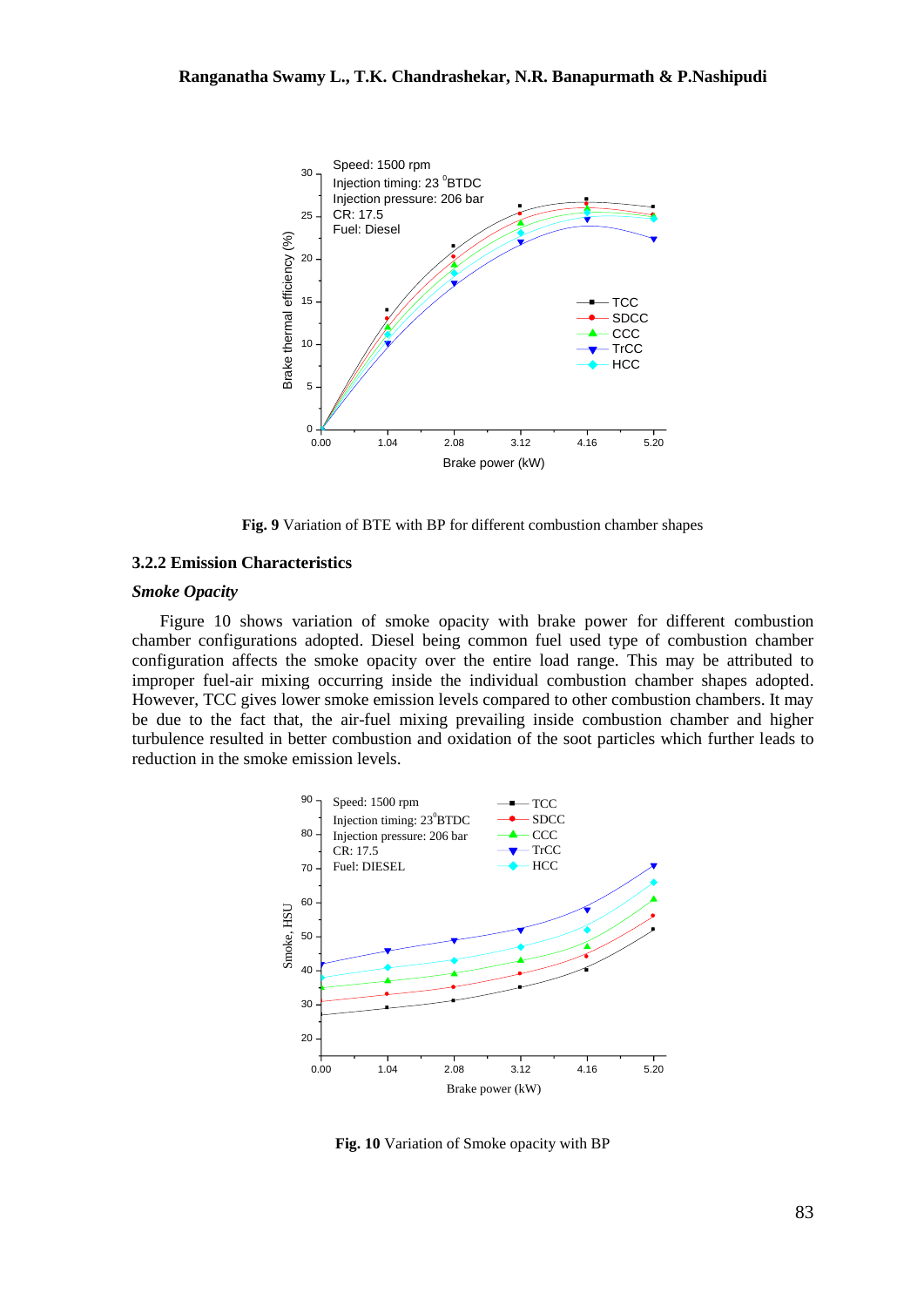Fig. 9 Variation of BTE with BP for different combustion chamber shapes

### 3.2.2 Emission Characteristics

#### *Smoke Opacity*

Figure 10 shows variation of smoke opacity with brake power for different combustion chamber configurations adopted. Diesel being common fuel used type of combustion chamber configuration affects the smoke opacity over the entire load range. This may be attributed to improper fuel-air mixing occurring inside the individual combustion chamber shapes adopted. However, TCC gives lower smoke emission levels compared to other combustion chambers. It may be due to the fact that, the air-fuel mixing prevailing inside combustion chamber and higher turbulence resulted in better combustion and oxidation of the soot particles which further leads to reduction in the smoke emission levels.

**Fig. 10** Variation of Smoke opacity with BP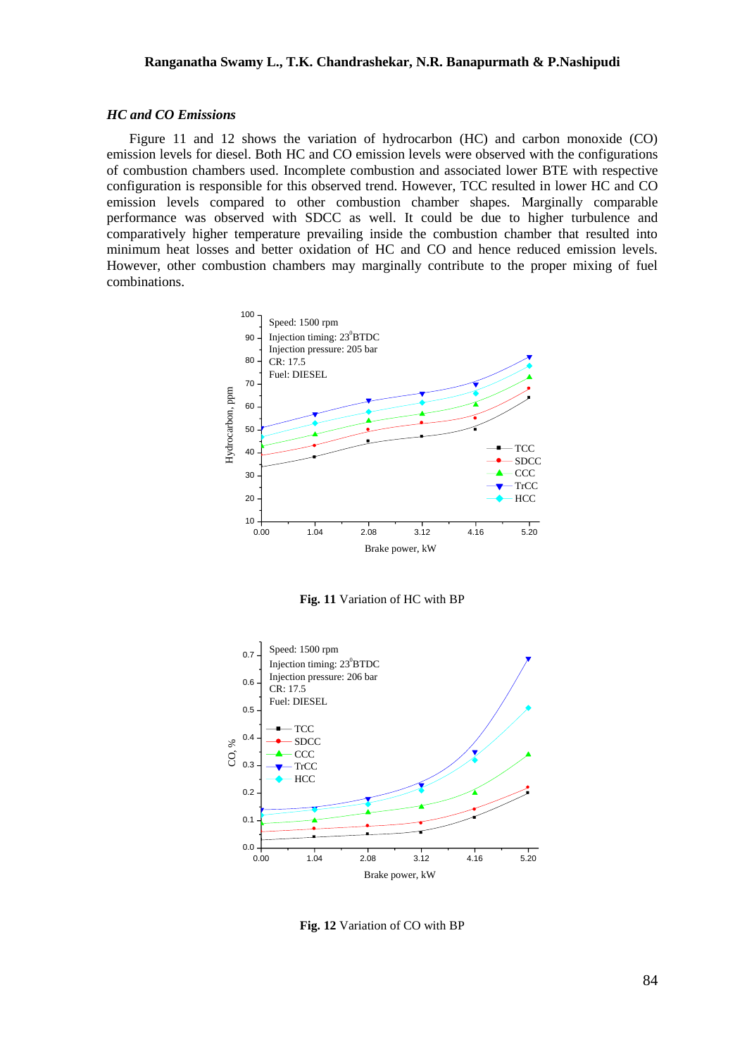### *HC and CO Emissions*

Figure 11 and 12 shows the variation of hydrocarbon (HC) and carbon monoxide (CO) emission levels for diesel. Both HC and CO emission levels were observed with the configurations of combustion chambers used. Incomplete combustion and associated lower BTE with respective configuration is responsible for this observed trend. However, TCC resulted in lower HC and CO emission levels compared to other combustion chamber shapes. Marginally comparable performance was observed with SDCC as well. It could be due to higher turbulence and comparatively higher temperature prevailing inside the combustion chamber that resulted into minimum heat losses and better oxidation of HC and CO and hence reduced emission levels. However, other combustion chambers may marginally contribute to the proper mixing of fuel combinations.

**Fig. 11** Variation of HC with BP

**Fig. 12** Variation of CO with BP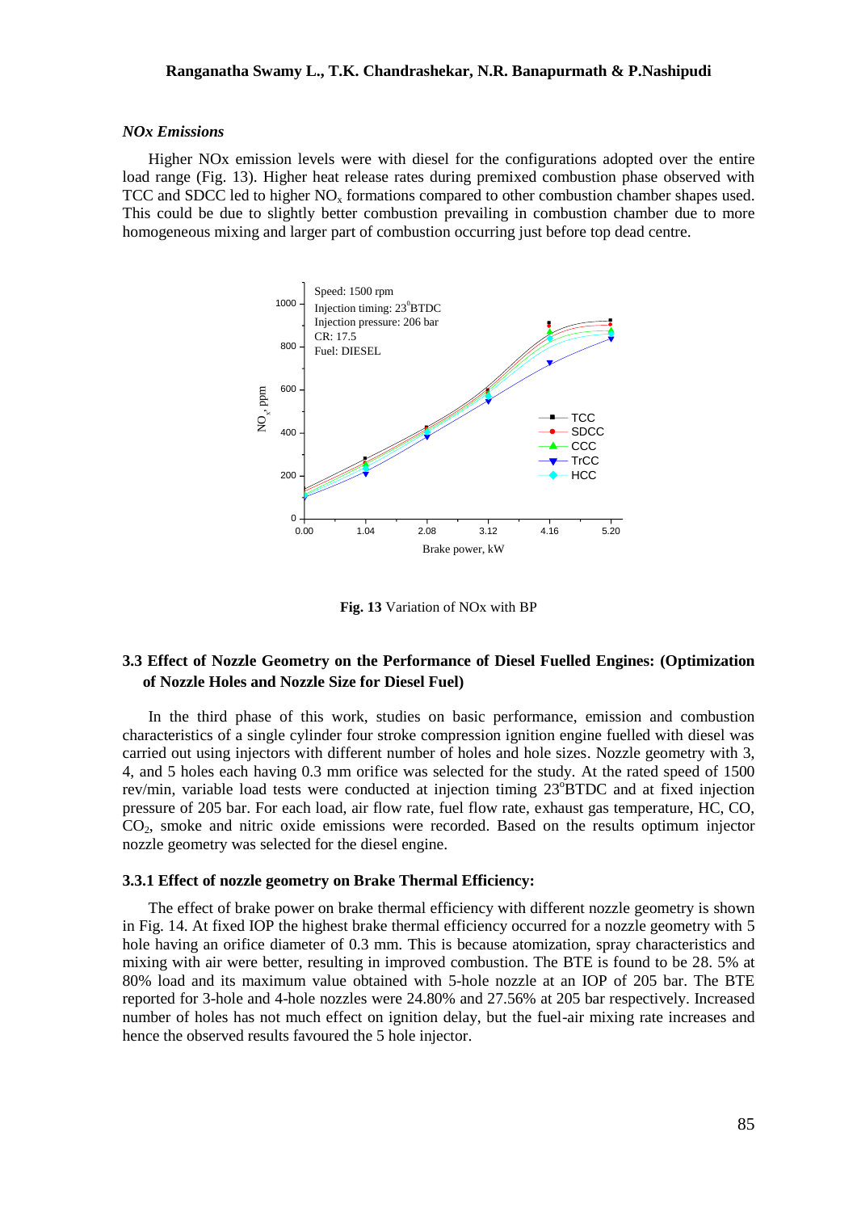### *NOx Emissions*

Higher NOx emission levels were with diesel for the configurations adopted over the entire load range (Fig. 13). Higher heat release rates during premixed combustion phase observed with TCC and SDCC led to higher $NO_x$ formations compared to other combustion chamber shapes used. This could be due to slightly better combustion prevailing in combustion chamber due to more homogeneous mixing and larger part of combustion occurring just before top dead centre.

**Fig. 13** Variation of NOx with BP

## 3.3 Effect of Nozzle Geometry on the Performance of Diesel Fuelled Engines: (Optimization of Nozzle Holes and Nozzle Size for Diesel Fuel)

In the third phase of this work, studies on basic performance, emission and combustion characteristics of a single cylinder four stroke compression ignition engine fuelled with diesel was carried out using injectors with different number of holes and hole sizes. Nozzle geometry with 3, 4, and 5 holes each having 0.3 mm orifice was selected for the study. At the rated speed of 1500 rev/min, variable load tests were conducted at injection timing 23$^o$BTDC and at fixed injection pressure of 205 bar. For each load, air flow rate, fuel flow rate, exhaust gas temperature, HC, CO, $CO_2$, smoke and nitric oxide emissions were recorded. Based on the results optimum injector nozzle geometry was selected for the diesel engine.

### 3.3.1 Effect of nozzle geometry on Brake Thermal Efficiency:

The effect of brake power on brake thermal efficiency with different nozzle geometry is shown in Fig. 14. At fixed IOP the highest brake thermal efficiency occurred for a nozzle geometry with 5 hole having an orifice diameter of 0.3 mm. This is because atomization, spray characteristics and mixing with air were better, resulting in improved combustion. The BTE is found to be 28. 5% at 80% load and its maximum value obtained with 5-hole nozzle at an IOP of 205 bar. The BTE reported for 3-hole and 4-hole nozzles were 24.80% and 27.56% at 205 bar respectively. Increased number of holes has not much effect on ignition delay, but the fuel-air mixing rate increases and hence the observed results favoured the 5 hole injector.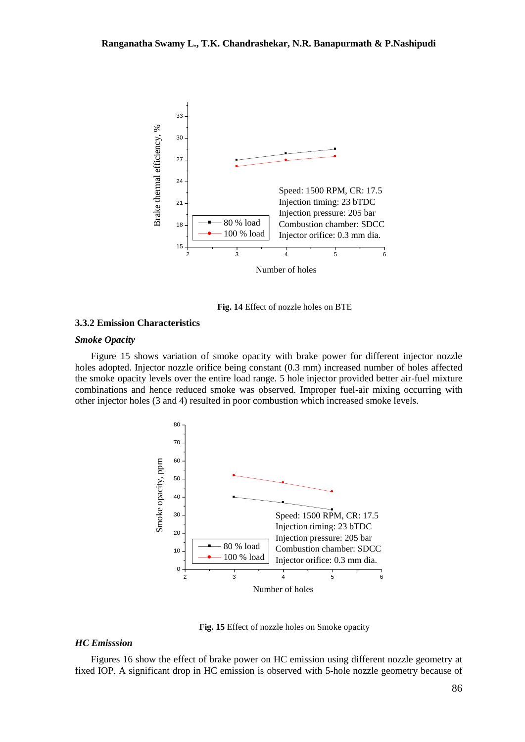**Fig. 14** Effect of nozzle holes on BTE

### 3.3.2 Emission Characteristics

***Smoke Opacity***

Figure 15 shows variation of smoke opacity with brake power for different injector nozzle holes adopted. Injector nozzle orifice being constant (0.3 mm) increased number of holes affected the smoke opacity levels over the entire load range. 5 hole injector provided better air-fuel mixture combinations and hence reduced smoke was observed. Improper fuel-air mixing occurring with other injector holes (3 and 4) resulted in poor combustion which increased smoke levels.

**Fig. 15** Effect of nozzle holes on Smoke opacity

***HC Emisssion***

Figures 16 show the effect of brake power on HC emission using different nozzle geometry at fixed IOP. A significant drop in HC emission is observed with 5-hole nozzle geometry because of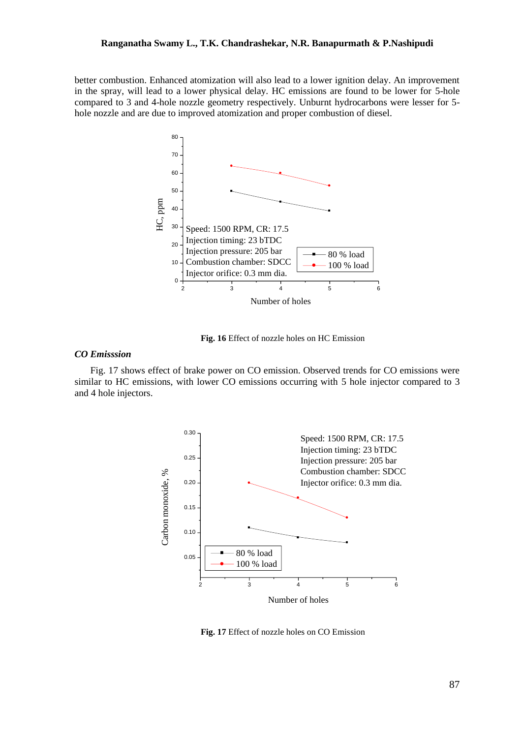better combustion. Enhanced atomization will also lead to a lower ignition delay. An improvement in the spray, will lead to a lower physical delay. HC emissions are found to be lower for 5-hole compared to 3 and 4-hole nozzle geometry respectively. Unburnt hydrocarbons were lesser for 5-hole nozzle and are due to improved atomization and proper combustion of diesel.

**Fig. 16** Effect of nozzle holes on HC Emission

### *CO Emisssion*

Fig. 17 shows effect of brake power on CO emission. Observed trends for CO emissions were similar to HC emissions, with lower CO emissions occurring with 5 hole injector compared to 3 and 4 hole injectors.

**Fig. 17** Effect of nozzle holes on CO Emission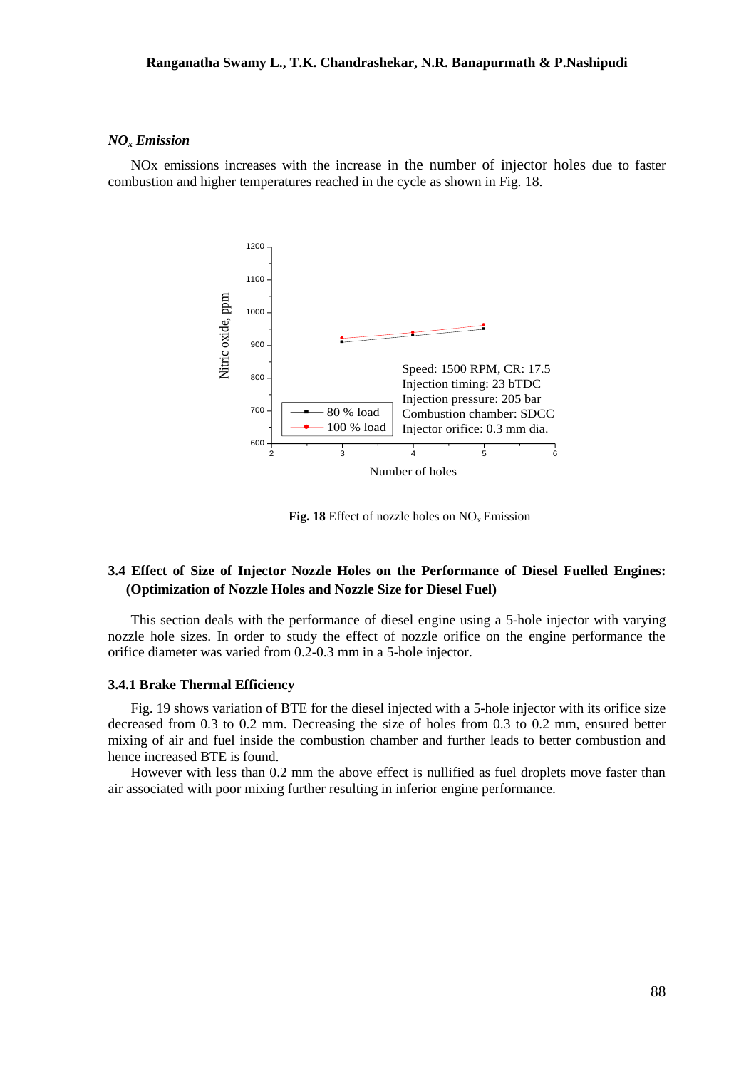### $NO_x$ *Emission*

NOx emissions increases with the increase in the number of injector holes due to faster combustion and higher temperatures reached in the cycle as shown in Fig. 18.

**Fig. 18** Effect of nozzle holes on $NO_x$ Emission

## 3.4 Effect of Size of Injector Nozzle Holes on the Performance of Diesel Fuelled Engines: (Optimization of Nozzle Holes and Nozzle Size for Diesel Fuel)

This section deals with the performance of diesel engine using a 5-hole injector with varying nozzle hole sizes. In order to study the effect of nozzle orifice on the engine performance the orifice diameter was varied from 0.2-0.3 mm in a 5-hole injector.

### 3.4.1 Brake Thermal Efficiency

Fig. 19 shows variation of BTE for the diesel injected with a 5-hole injector with its orifice size decreased from 0.3 to 0.2 mm. Decreasing the size of holes from 0.3 to 0.2 mm, ensured better mixing of air and fuel inside the combustion chamber and further leads to better combustion and hence increased BTE is found.

However with less than 0.2 mm the above effect is nullified as fuel droplets move faster than air associated with poor mixing further resulting in inferior engine performance.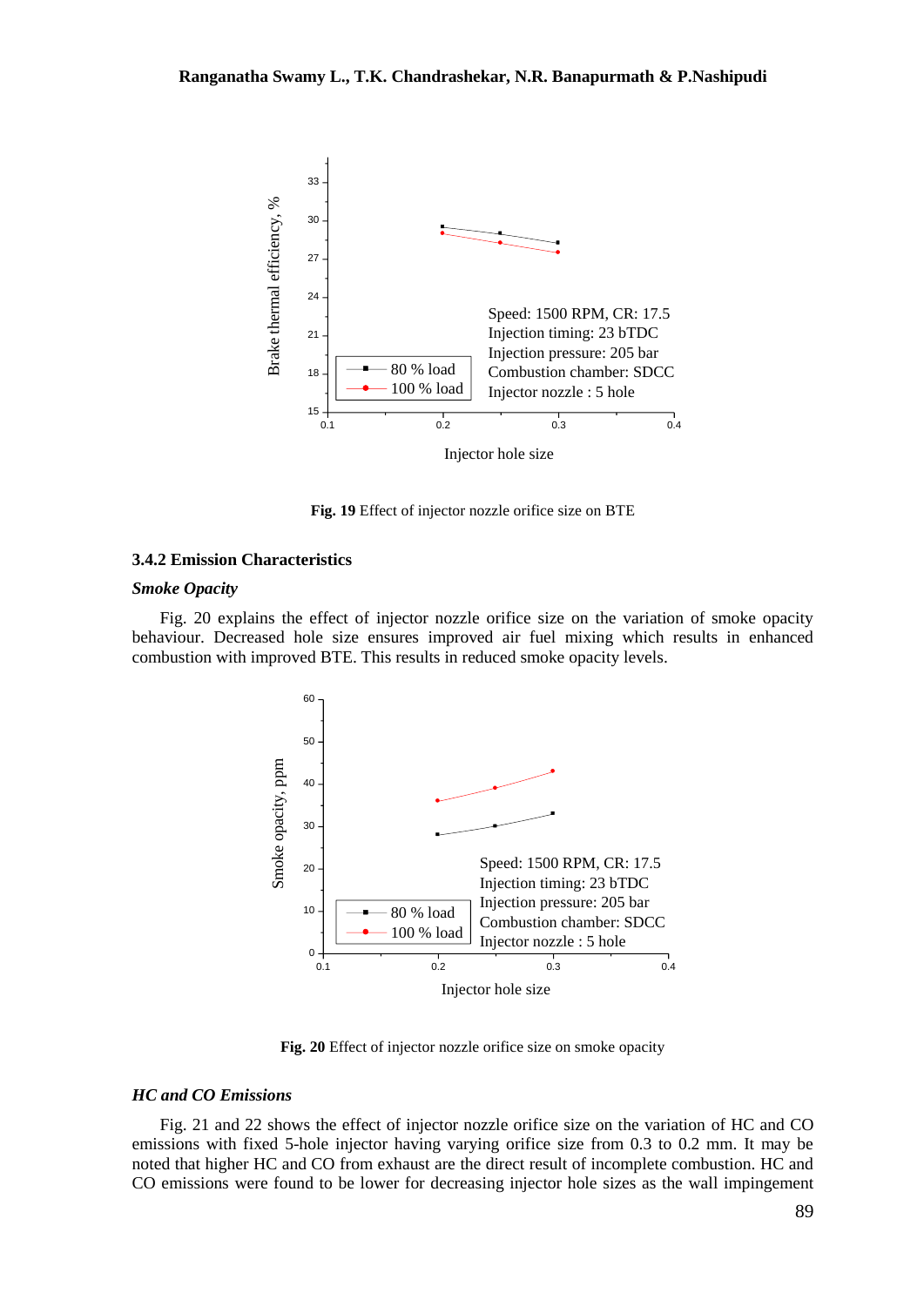**Fig. 19** Effect of injector nozzle orifice size on BTE

### 3.4.2 Emission Characteristics

***Smoke Opacity***

Fig. 20 explains the effect of injector nozzle orifice size on the variation of smoke opacity behaviour. Decreased hole size ensures improved air fuel mixing which results in enhanced combustion with improved BTE. This results in reduced smoke opacity levels.

**Fig. 20** Effect of injector nozzle orifice size on smoke opacity

***HC and CO Emissions***

Fig. 21 and 22 shows the effect of injector nozzle orifice size on the variation of HC and CO emissions with fixed 5-hole injector having varying orifice size from 0.3 to 0.2 mm. It may be noted that higher HC and CO from exhaust are the direct result of incomplete combustion. HC and CO emissions were found to be lower for decreasing injector hole sizes as the wall impingement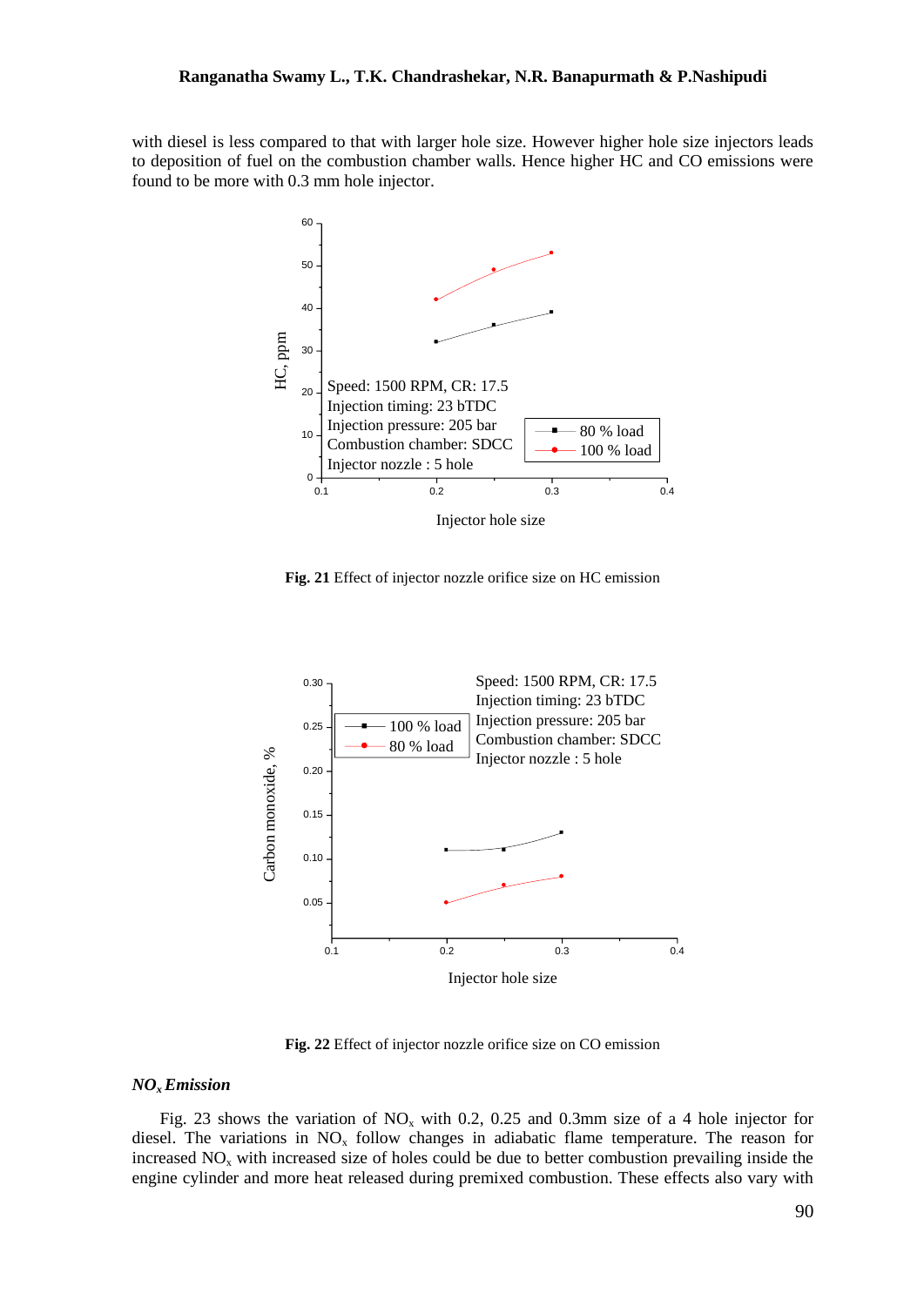with diesel is less compared to that with larger hole size. However higher hole size injectors leads to deposition of fuel on the combustion chamber walls. Hence higher HC and CO emissions were found to be more with 0.3 mm hole injector.

**Fig. 21** Effect of injector nozzle orifice size on HC emission

**Fig. 22** Effect of injector nozzle orifice size on CO emission

### *$NO_x$ Emission*

Fig. 23 shows the variation of $NO_x$ with 0.2, 0.25 and 0.3mm size of a 4 hole injector for diesel. The variations in $NO_x$ follow changes in adiabatic flame temperature. The reason for increased $NO_x$ with increased size of holes could be due to better combustion prevailing inside the engine cylinder and more heat released during premixed combustion. These effects also vary with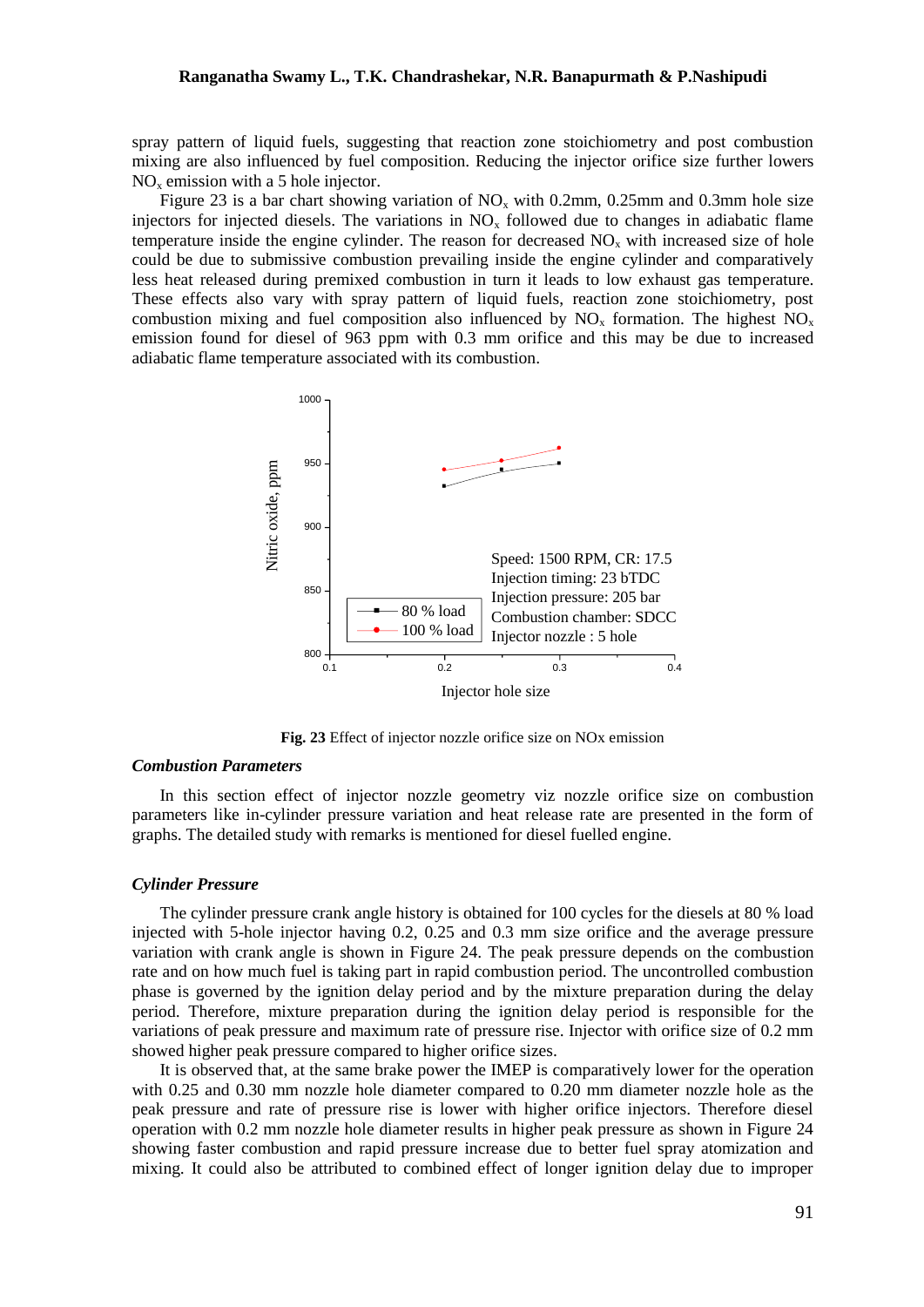spray pattern of liquid fuels, suggesting that reaction zone stoichiometry and post combustion mixing are also influenced by fuel composition. Reducing the injector orifice size further lowers $NO_x$ emission with a 5 hole injector.

Figure 23 is a bar chart showing variation of $NO_x$ with 0.2mm, 0.25mm and 0.3mm hole size injectors for injected diesels. The variations in $NO_x$ followed due to changes in adiabatic flame temperature inside the engine cylinder. The reason for decreased $NO_x$ with increased size of hole could be due to submissive combustion prevailing inside the engine cylinder and comparatively less heat released during premixed combustion in turn it leads to low exhaust gas temperature. These effects also vary with spray pattern of liquid fuels, reaction zone stoichiometry, post combustion mixing and fuel composition also influenced by $NO_x$ formation. The highest $NO_x$ emission found for diesel of 963 ppm with 0.3 mm orifice and this may be due to increased adiabatic flame temperature associated with its combustion.

**Fig. 23** Effect of injector nozzle orifice size on NOx emission

### *Combustion Parameters*

In this section effect of injector nozzle geometry viz nozzle orifice size on combustion parameters like in-cylinder pressure variation and heat release rate are presented in the form of graphs. The detailed study with remarks is mentioned for diesel fuelled engine.

### *Cylinder Pressure*

The cylinder pressure crank angle history is obtained for 100 cycles for the diesels at 80 % load injected with 5-hole injector having 0.2, 0.25 and 0.3 mm size orifice and the average pressure variation with crank angle is shown in Figure 24. The peak pressure depends on the combustion rate and on how much fuel is taking part in rapid combustion period. The uncontrolled combustion phase is governed by the ignition delay period and by the mixture preparation during the delay period. Therefore, mixture preparation during the ignition delay period is responsible for the variations of peak pressure and maximum rate of pressure rise. Injector with orifice size of 0.2 mm showed higher peak pressure compared to higher orifice sizes.

It is observed that, at the same brake power the IMEP is comparatively lower for the operation with 0.25 and 0.30 mm nozzle hole diameter compared to 0.20 mm diameter nozzle hole as the peak pressure and rate of pressure rise is lower with higher orifice injectors. Therefore diesel operation with 0.2 mm nozzle hole diameter results in higher peak pressure as shown in Figure 24 showing faster combustion and rapid pressure increase due to better fuel spray atomization and mixing. It could also be attributed to combined effect of longer ignition delay due to improper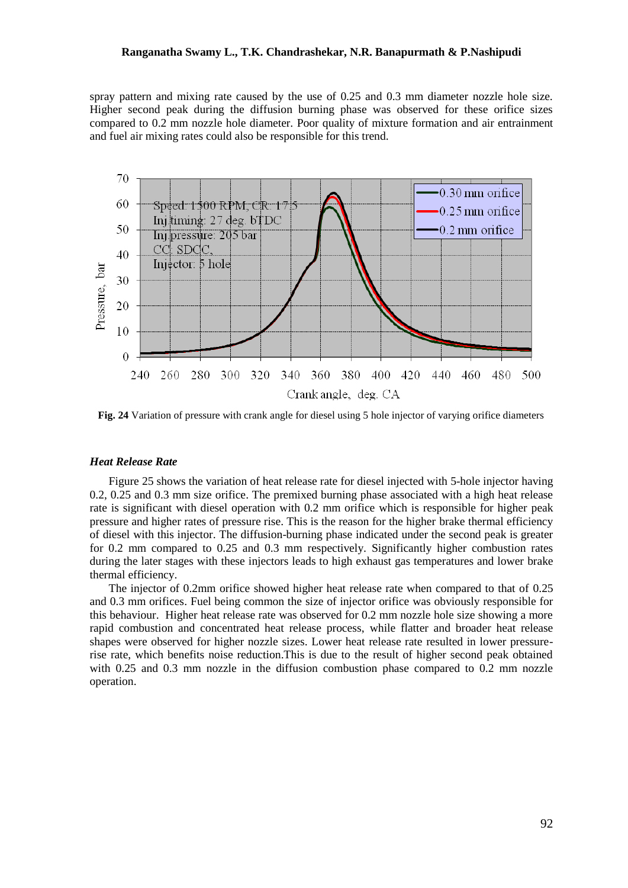spray pattern and mixing rate caused by the use of 0.25 and 0.3 mm diameter nozzle hole size. Higher second peak during the diffusion burning phase was observed for these orifice sizes compared to 0.2 mm nozzle hole diameter. Poor quality of mixture formation and air entrainment and fuel air mixing rates could also be responsible for this trend.

**Fig. 24** Variation of pressure with crank angle for diesel using 5 hole injector of varying orifice diameters

### *Heat Release Rate*

Figure 25 shows the variation of heat release rate for diesel injected with 5-hole injector having 0.2, 0.25 and 0.3 mm size orifice. The premixed burning phase associated with a high heat release rate is significant with diesel operation with 0.2 mm orifice which is responsible for higher peak pressure and higher rates of pressure rise. This is the reason for the higher brake thermal efficiency of diesel with this injector. The diffusion-burning phase indicated under the second peak is greater for 0.2 mm compared to 0.25 and 0.3 mm respectively. Significantly higher combustion rates during the later stages with these injectors leads to high exhaust gas temperatures and lower brake thermal efficiency.

The injector of 0.2mm orifice showed higher heat release rate when compared to that of 0.25 and 0.3 mm orifices. Fuel being common the size of injector orifice was obviously responsible for this behaviour. Higher heat release rate was observed for 0.2 mm nozzle hole size showing a more rapid combustion and concentrated heat release process, while flatter and broader heat release shapes were observed for higher nozzle sizes. Lower heat release rate resulted in lower pressure-rise rate, which benefits noise reduction.This is due to the result of higher second peak obtained with 0.25 and 0.3 mm nozzle in the diffusion combustion phase compared to 0.2 mm nozzle operation.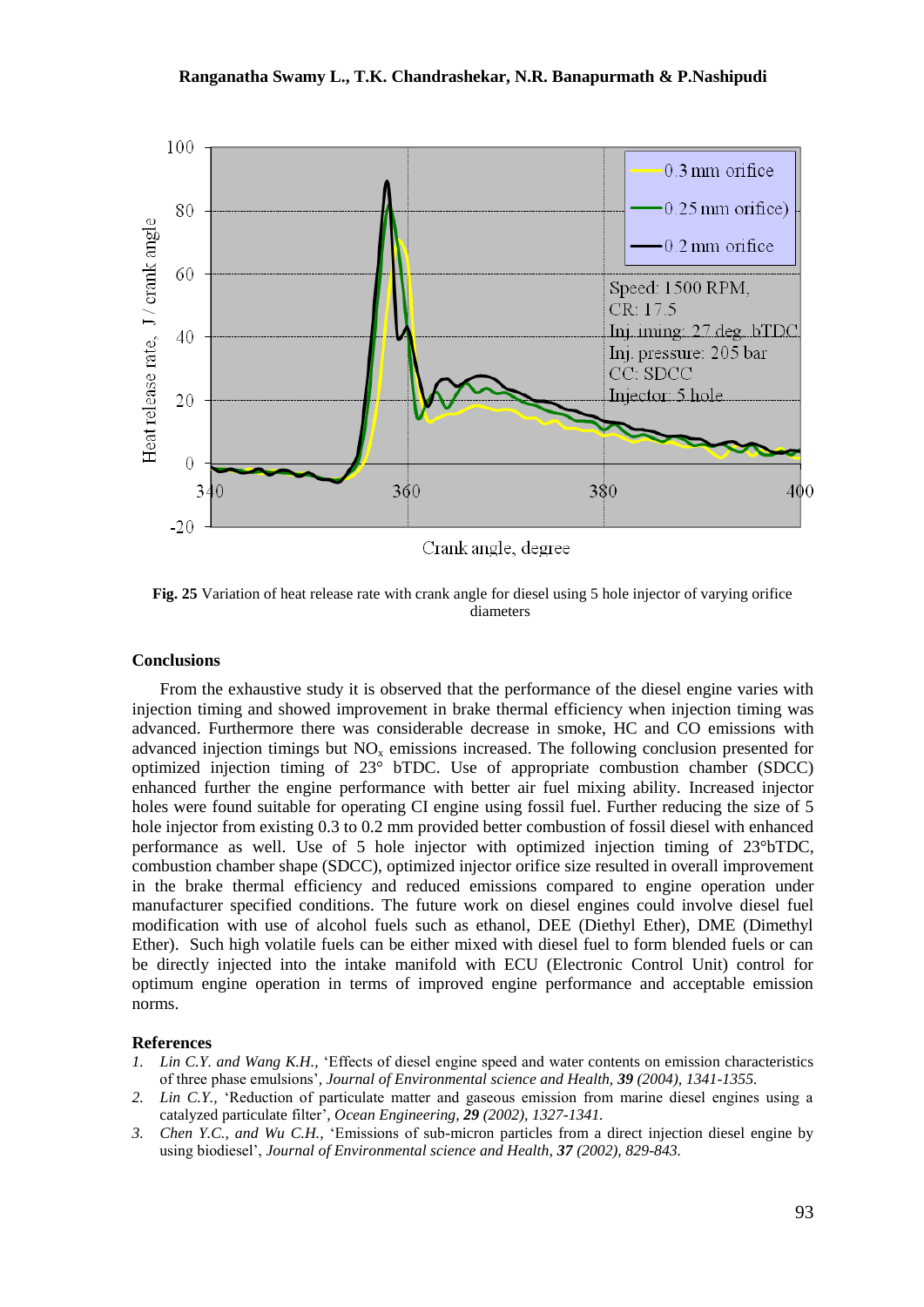**Fig. 25** Variation of heat release rate with crank angle for diesel using 5 hole injector of varying orifice diameters

## Conclusions

From the exhaustive study it is observed that the performance of the diesel engine varies with injection timing and showed improvement in brake thermal efficiency when injection timing was advanced. Furthermore there was considerable decrease in smoke, HC and CO emissions with advanced injection timings but $NO_x$ emissions increased. The following conclusion presented for optimized injection timing of 23° bTDC. Use of appropriate combustion chamber (SDCC) enhanced further the engine performance with better air fuel mixing ability. Increased injector holes were found suitable for operating CI engine using fossil fuel. Further reducing the size of 5 hole injector from existing 0.3 to 0.2 mm provided better combustion of fossil diesel with enhanced performance as well. Use of 5 hole injector with optimized injection timing of 23°bTDC, combustion chamber shape (SDCC), optimized injector orifice size resulted in overall improvement in the brake thermal efficiency and reduced emissions compared to engine operation under manufacturer specified conditions. The future work on diesel engines could involve diesel fuel modification with use of alcohol fuels such as ethanol, DEE (Diethyl Ether), DME (Dimethyl Ether). Such high volatile fuels can be either mixed with diesel fuel to form blended fuels or can be directly injected into the intake manifold with ECU (Electronic Control Unit) control for optimum engine operation in terms of improved engine performance and acceptable emission norms.

## References

1. *Lin C.Y. and Wang K.H.,* 'Effects of diesel engine speed and water contents on emission characteristics of three phase emulsions', *Journal of Environmental science and Health,* ***39*** *(2004), 1341-1355.*
2. *Lin C.Y.,* 'Reduction of particulate matter and gaseous emission from marine diesel engines using a catalyzed particulate filter', *Ocean Engineering,* ***29*** *(2002), 1327-1341.*
3. *Chen Y.C., and Wu C.H.,* 'Emissions of sub-micron particles from a direct injection diesel engine by using biodiesel', *Journal of Environmental science and Health,* ***37*** *(2002), 829-843.*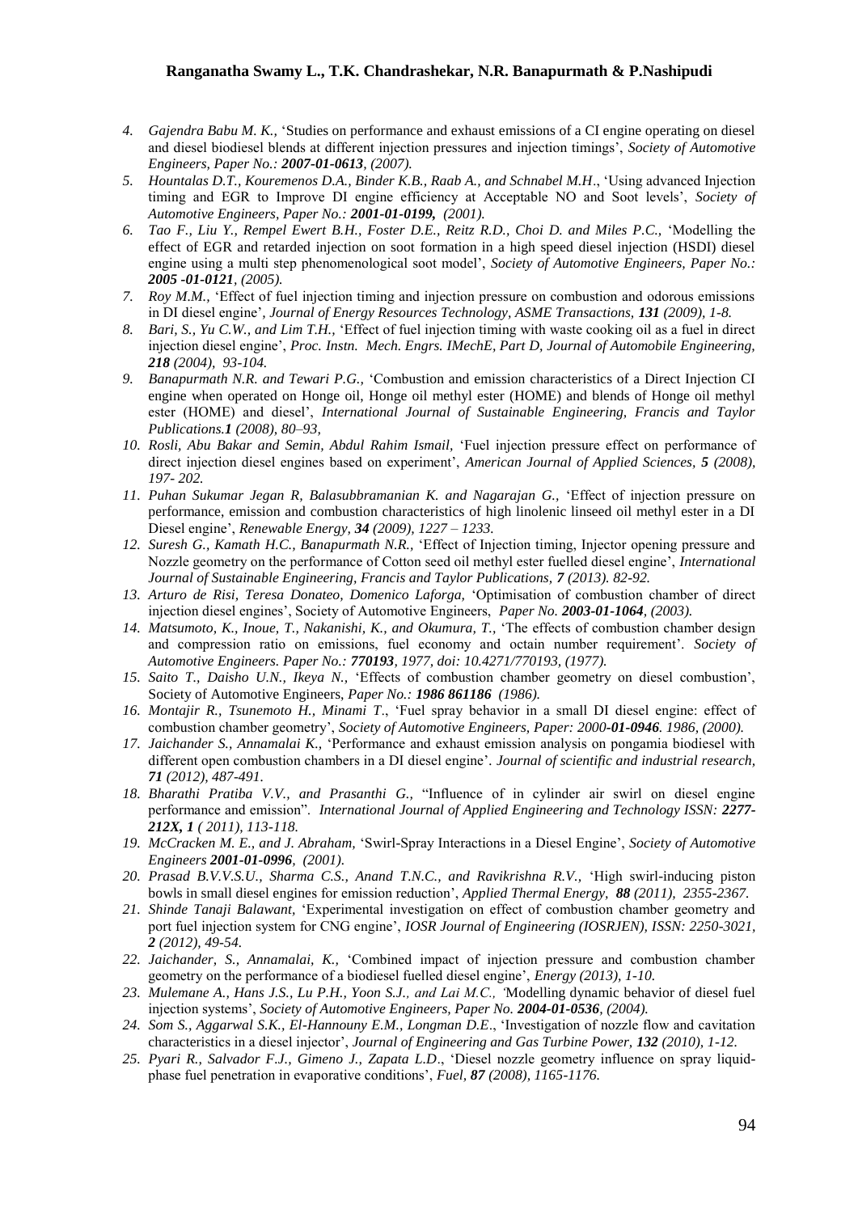4. *Gajendra Babu M. K.,* 'Studies on performance and exhaust emissions of a CI engine operating on diesel and diesel biodiesel blends at different injection pressures and injection timings', *Society of Automotive Engineers, Paper No.: **2007-01-0613**, (2007).*
5. *Hountalas D.T., Kouremenos D.A., Binder K.B., Raab A., and Schnabel M.H*., 'Using advanced Injection timing and EGR to Improve DI engine efficiency at Acceptable NO and Soot levels', *Society of Automotive Engineers, Paper No.: **2001-01-0199,** (2001).*
6. *Tao F., Liu Y., Rempel Ewert B.H., Foster D.E., Reitz R.D., Choi D. and Miles P.C.,* 'Modelling the effect of EGR and retarded injection on soot formation in a high speed diesel injection (HSDI) diesel engine using a multi step phenomenological soot model', *Society of Automotive Engineers, Paper No.: **2005 -01-0121**, (2005).*
7. *Roy M.M.,* 'Effect of fuel injection timing and injection pressure on combustion and odorous emissions in DI diesel engine', *Journal of Energy Resources Technology, ASME Transactions, **131** (2009), 1-8.*
8. *Bari, S., Yu C.W., and Lim T.H.,* 'Effect of fuel injection timing with waste cooking oil as a fuel in direct injection diesel engine', *Proc. Instn. Mech. Engrs. IMechE, Part D, Journal of Automobile Engineering, **218** (2004), 93-104.*
9. *Banapurmath N.R. and Tewari P.G.,* 'Combustion and emission characteristics of a Direct Injection CI engine when operated on Honge oil, Honge oil methyl ester (HOME) and blends of Honge oil methyl ester (HOME) and diesel', *International Journal of Sustainable Engineering, Francis and Taylor Publications.**1** (2008), 80–93,*
10. *Rosli, Abu Bakar and Semin, Abdul Rahim Ismail,* 'Fuel injection pressure effect on performance of direct injection diesel engines based on experiment', *American Journal of Applied Sciences, **5** (2008), 197- 202.*
11. *Puhan Sukumar Jegan R, Balasubbramanian K. and Nagarajan G.,* 'Effect of injection pressure on performance, emission and combustion characteristics of high linolenic linseed oil methyl ester in a DI Diesel engine', *Renewable Energy, **34** (2009), 1227 – 1233.*
12. *Suresh G., Kamath H.C., Banapurmath N.R.,* 'Effect of Injection timing, Injector opening pressure and Nozzle geometry on the performance of Cotton seed oil methyl ester fuelled diesel engine', *International Journal of Sustainable Engineering, Francis and Taylor Publications, **7** (2013). 82-92.*
13. *Arturo de Risi, Teresa Donateo, Domenico Laforga,* 'Optimisation of combustion chamber of direct injection diesel engines', Society of Automotive Engineers, *Paper No. **2003-01-1064**, (2003).*
14. *Matsumoto, K., Inoue, T., Nakanishi, K., and Okumura, T.,* 'The effects of combustion chamber design and compression ratio on emissions, fuel economy and octain number requirement'. *Society of Automotive Engineers. Paper No.: **770193**, 1977, doi: 10.4271/770193, (1977).*
15. *Saito T., Daisho U.N., Ikeya N.,* 'Effects of combustion chamber geometry on diesel combustion', Society of Automotive Engineers, *Paper No.: **1986 861186** (1986).*
16. *Montajir R., Tsunemoto H., Minami T*., 'Fuel spray behavior in a small DI diesel engine: effect of combustion chamber geometry', *Society of Automotive Engineers, Paper: 2000-**01-0946**. 1986, (2000).*
17. *Jaichander S., Annamalai K.,* 'Performance and exhaust emission analysis on pongamia biodiesel with different open combustion chambers in a DI diesel engine'. *Journal of scientific and industrial research, **71** (2012), 487-491.*
18. *Bharathi Pratiba V.V., and Prasanthi G.,* "Influence of in cylinder air swirl on diesel engine performance and emission". *International Journal of Applied Engineering and Technology ISSN: **2277-212X, 1** ( 2011), 113-118.*
19. *McCracken M. E., and J. Abraham,* 'Swirl-Spray Interactions in a Diesel Engine', *Society of Automotive Engineers **2001-01-0996**, (2001).*
20. *Prasad B.V.V.S.U., Sharma C.S., Anand T.N.C., and Ravikrishna R.V.,* 'High swirl-inducing piston bowls in small diesel engines for emission reduction', *Applied Thermal Energy, **88** (2011), 2355-2367.*
21. *Shinde Tanaji Balawant,* 'Experimental investigation on effect of combustion chamber geometry and port fuel injection system for CNG engine', *IOSR Journal of Engineering (IOSRJEN), ISSN: 2250-3021, **2** (2012), 49-54.*
22. *Jaichander, S., Annamalai, K.,* 'Combined impact of injection pressure and combustion chamber geometry on the performance of a biodiesel fuelled diesel engine', *Energy (2013), 1-10.*
23. *Mulemane A., Hans J.S., Lu P.H., Yoon S.J., and Lai M.C., '*Modelling dynamic behavior of diesel fuel injection systems', *Society of Automotive Engineers, Paper No. **2004-01-0536**, (2004).*
24. *Som S., Aggarwal S.K., El-Hannouny E.M., Longman D.E*., 'Investigation of nozzle flow and cavitation characteristics in a diesel injector', *Journal of Engineering and Gas Turbine Power, **132** (2010), 1-12.*
25. *Pyari R., Salvador F.J., Gimeno J., Zapata L.D*., 'Diesel nozzle geometry influence on spray liquid-phase fuel penetration in evaporative conditions', *Fuel, **87** (2008), 1165-1176.*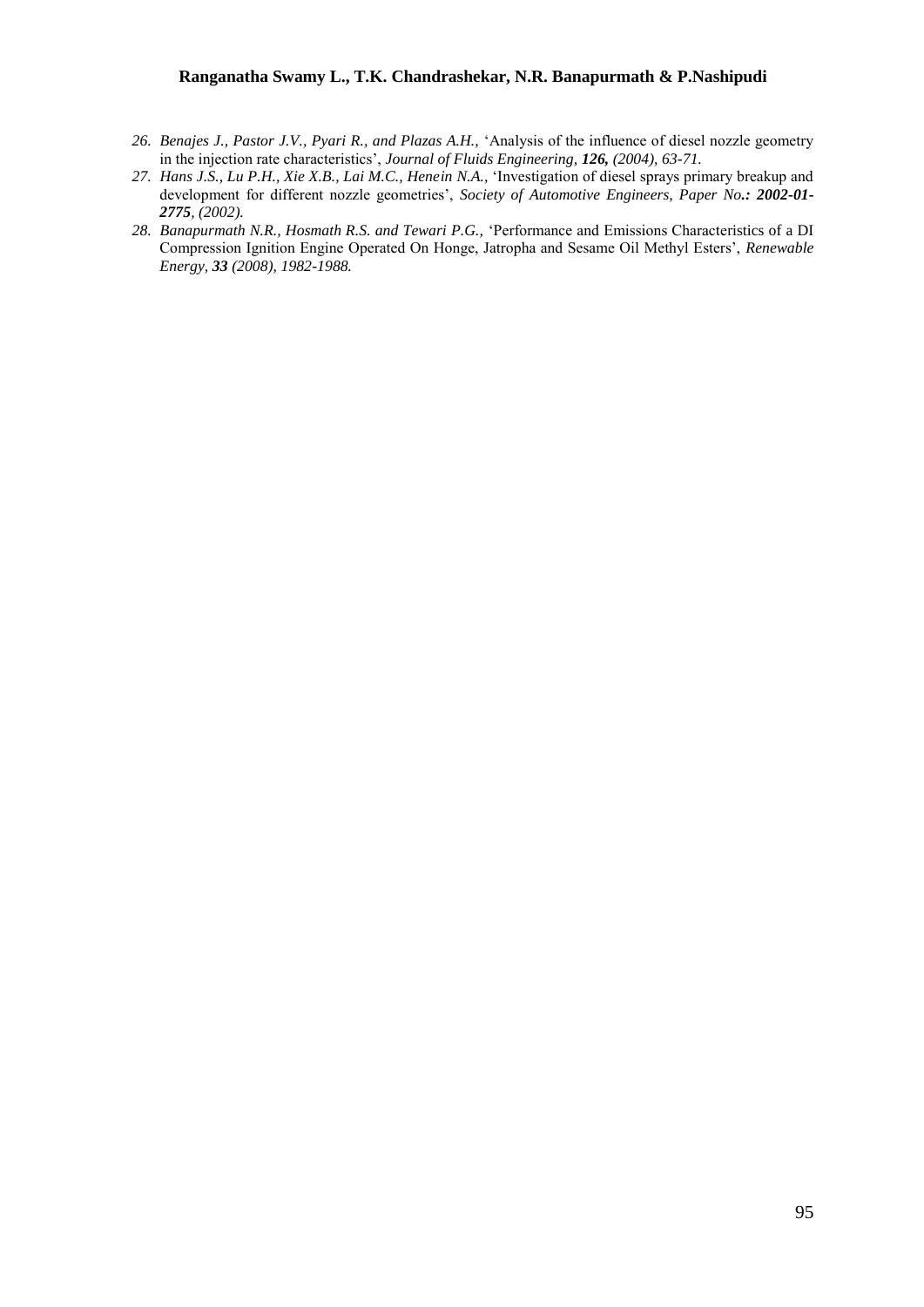26. *Benajes J., Pastor J.V., Pyari R., and Plazas A.H.,* 'Analysis of the influence of diesel nozzle geometry in the injection rate characteristics', *Journal of Fluids Engineering, **126,** (2004), 63-71.*
27. *Hans J.S., Lu P.H., Xie X.B., Lai M.C., Henein N.A.,* 'Investigation of diesel sprays primary breakup and development for different nozzle geometries', *Society of Automotive Engineers, Paper No**.: 2002-01-2775**, (2002).*
28. *Banapurmath N.R., Hosmath R.S. and Tewari P.G.,* 'Performance and Emissions Characteristics of a DI Compression Ignition Engine Operated On Honge, Jatropha and Sesame Oil Methyl Esters', *Renewable Energy, **33** (2008), 1982-1988.*